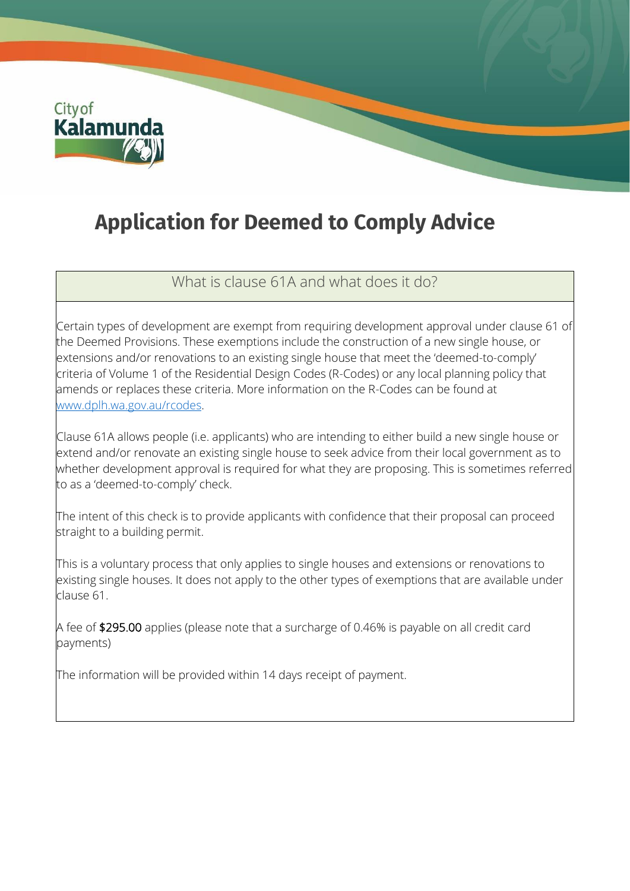City of Kalamunda

# Application for Deemed to Comply Advice

## What is clause 61A and what does it do?

Certain types of development are exempt from requiring development approval under clause 61 of the Deemed Provisions. These exemptions include the construction of a new single house, or extensions and/or renovations to an existing single house that meet the 'deemed-to-comply' criteria of Volume 1 of the Residential Design Codes (R-Codes) or any local planning policy that amends or replaces these criteria. More information on the R-Codes can be found at [www.dplh.wa.gov.au/rcodes](http://www.dplh.wa.gov.au/rcodes).

Clause 61A allows people (i.e. applicants) who are intending to either build a new single house or extend and/or renovate an existing single house to seek advice from their local government as to whether development approval is required for what they are proposing. This is sometimes referred to as a 'deemed-to-comply' check.

The intent of this check is to provide applicants with confidence that their proposal can proceed straight to a building permit.

This is a voluntary process that only applies to single houses and extensions or renovations to existing single houses. It does not apply to the other types of exemptions that are available under clause 61.

A fee of $295.00 applies (please note that a surcharge of 0.46% is payable on all credit card payments)

The information will be provided within 14 days receipt of payment.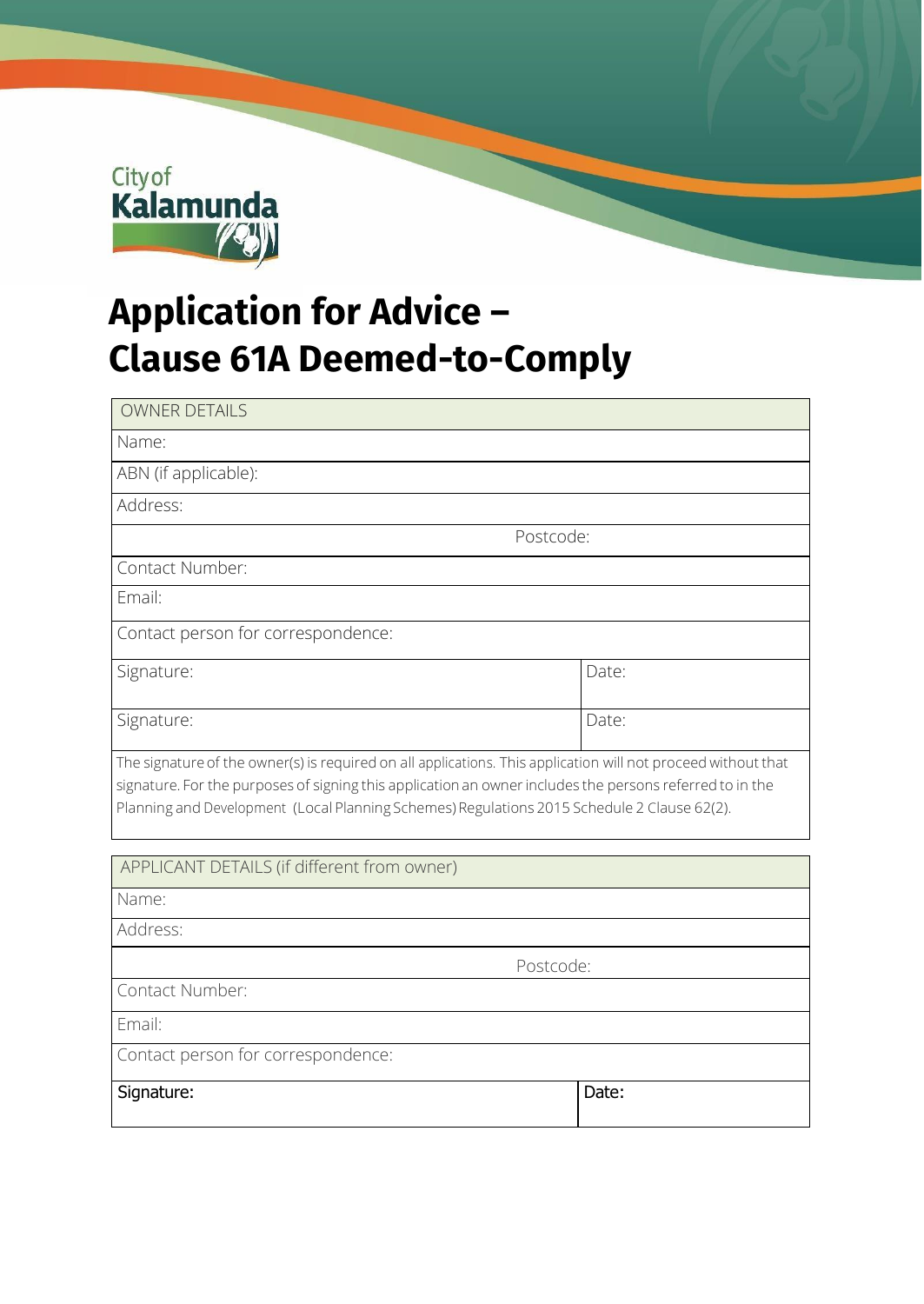City of Kalamunda

# Application for Advice – Clause 61A Deemed-to-Comply

| OWNER DETAILS | |
|---|---|
| Name: | |
| ABN (if applicable): | |
| Address: | |
| Postcode: | |
| Contact Number: | |
| Email: | |
| Contact person for correspondence: | |
| Signature: | Date: |
| Signature: | Date: |
| The signature of the owner(s) is required on all applications. This application will not proceed without that signature. For the purposes of signing this application an owner includes the persons referred to in the Planning and Development (Local Planning Schemes) Regulations 2015 Schedule 2 Clause 62(2). | |

| APPLICANT DETAILS (if different from owner) | |
|---|---|
| Name: | |
| Address: | |
| Postcode: | |
| Contact Number: | |
| Email: | |
| Contact person for correspondence: | |
| Signature: | Date: |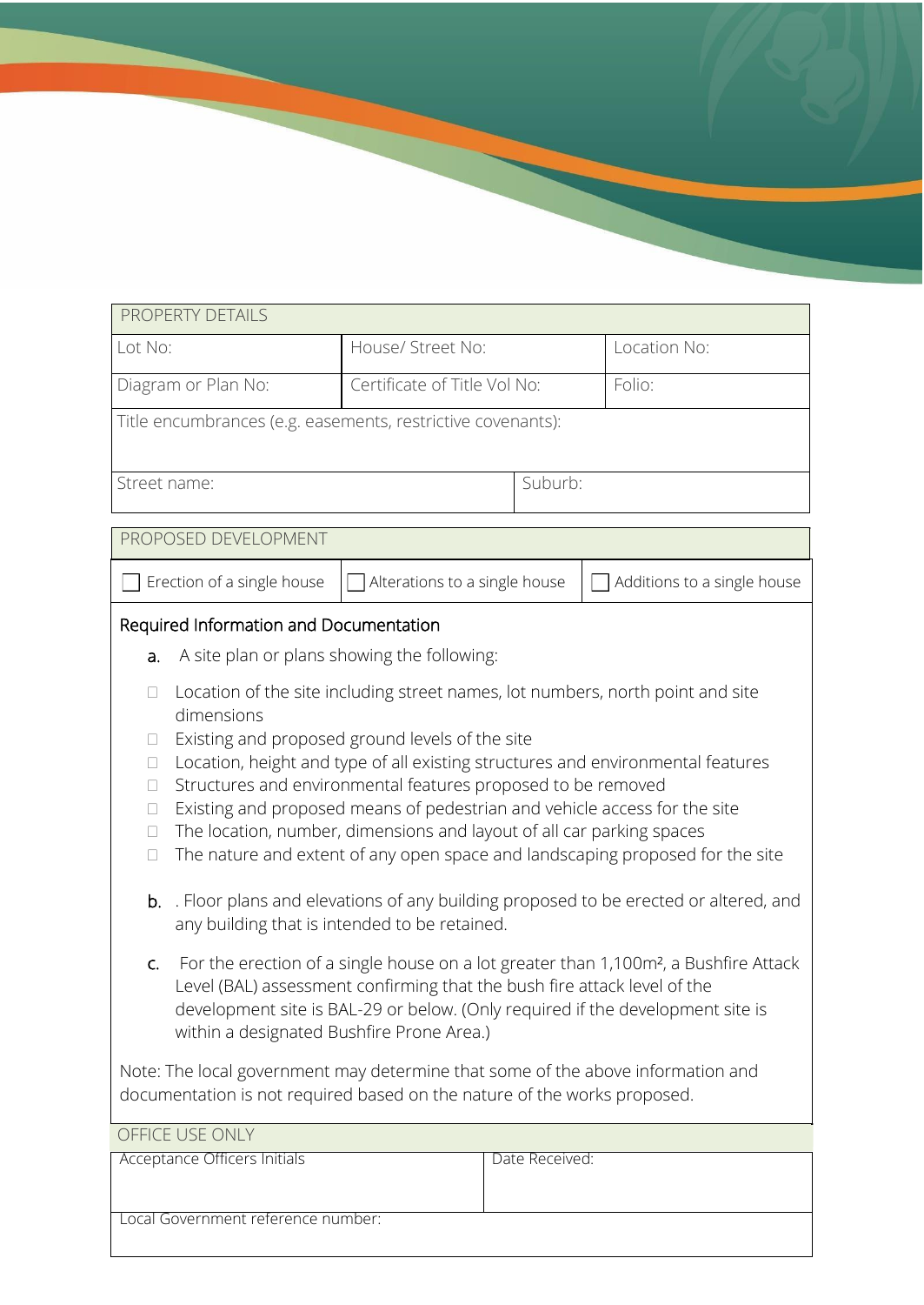| PROPERTY DETAILS | | |
|---|---|---|
| Lot No: | House/ Street No: | Location No: |
| Diagram or Plan No: | Certificate of Title Vol No: | Folio: |
| Title encumbrances (e.g. easements, restrictive covenants): | | |
| Street name: | Suburb: | |

| PROPOSED DEVELOPMENT | | |
|---|---|---|
| ☐ Erection of a single house | ☐ Alterations to a single house | ☐ Additions to a single house |

### Required Information and Documentation

**a.** A site plan or plans showing the following:

- ☐ Location of the site including street names, lot numbers, north point and site dimensions
- ☐ Existing and proposed ground levels of the site
- ☐ Location, height and type of all existing structures and environmental features
- ☐ Structures and environmental features proposed to be removed
- ☐ Existing and proposed means of pedestrian and vehicle access for the site
- ☐ The location, number, dimensions and layout of all car parking spaces
- ☐ The nature and extent of any open space and landscaping proposed for the site

**b.** . Floor plans and elevations of any building proposed to be erected or altered, and any building that is intended to be retained.

**c.** For the erection of a single house on a lot greater than 1,100m², a Bushfire Attack Level (BAL) assessment confirming that the bush fire attack level of the development site is BAL-29 or below. (Only required if the development site is within a designated Bushfire Prone Area.)

Note: The local government may determine that some of the above information and documentation is not required based on the nature of the works proposed.

| OFFICE USE ONLY | |
|---|---|
| Acceptance Officers Initials | Date Received: |
| Local Government reference number: | |